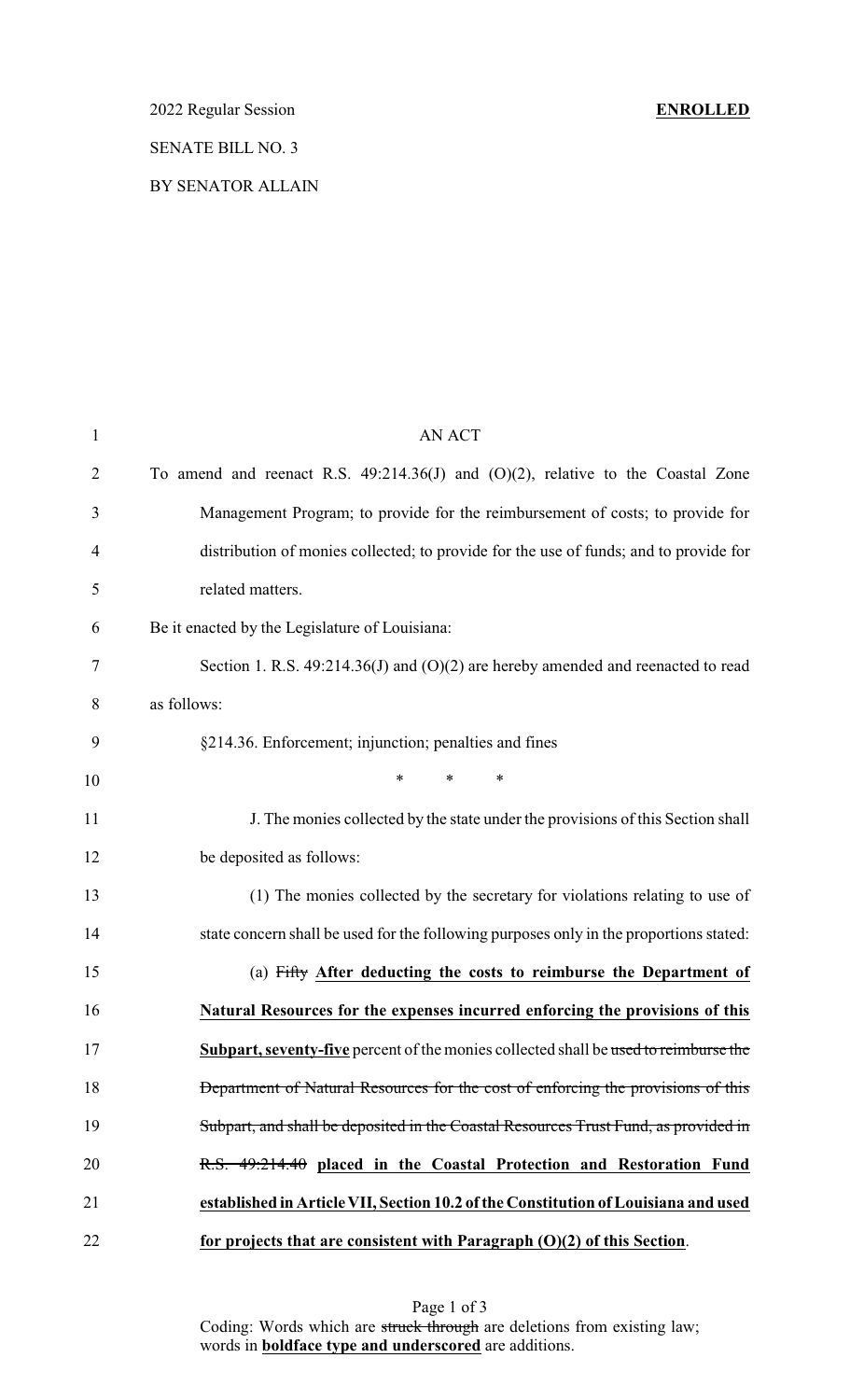2022 Regular Session **ENROLLED**

SENATE BILL NO. 3

BY SENATOR ALLAIN

AN ACT

To amend and reenact R.S. 49:214.36(J) and (O)(2), relative to the Coastal Zone Management Program; to provide for the reimbursement of costs; to provide for distribution of monies collected; to provide for the use of funds; and to provide for related matters.

Be it enacted by the Legislature of Louisiana:

Section 1. R.S. 49:214.36(J) and (O)(2) are hereby amended and reenacted to read as follows:

§214.36. Enforcement; injunction; penalties and fines

\* \* \*

J. The monies collected by the state under the provisions of this Section shall be deposited as follows:

(1) The monies collected by the secretary for violations relating to use of state concern shall be used for the following purposes only in the proportions stated:

(a) ~~Fifty~~ **<u>After deducting the costs to reimburse the Department of Natural Resources for the expenses incurred enforcing the provisions of this Subpart, seventy-five</u>** percent of the monies collected shall be ~~used to reimburse the Department of Natural Resources for the cost of enforcing the provisions of this Subpart, and shall be deposited in the Coastal Resources Trust Fund, as provided in R.S. 49:214.40~~ **<u>placed in the Coastal Protection and Restoration Fund established in Article VII, Section 10.2 of the Constitution of Louisiana and used for projects that are consistent with Paragraph (O)(2) of this Section</u>**.

Coding: Words which are ~~struck through~~ are deletions from existing law; words in **<u>boldface type and underscored</u>** are additions.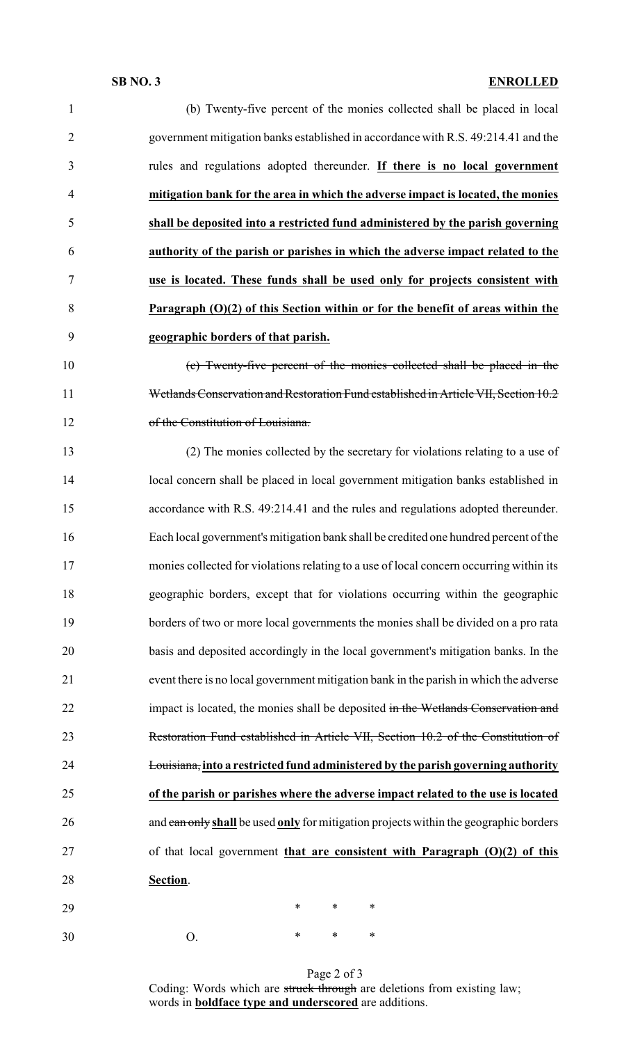(b) Twenty-five percent of the monies collected shall be placed in local government mitigation banks established in accordance with R.S. 49:214.41 and the rules and regulations adopted thereunder. **<u>If there is no local government mitigation bank for the area in which the adverse impact is located, the monies shall be deposited into a restricted fund administered by the parish governing authority of the parish or parishes in which the adverse impact related to the use is located. These funds shall be used only for projects consistent with Paragraph (O)(2) of this Section within or for the benefit of areas within the geographic borders of that parish.</u>**

~~(c) Twenty-five percent of the monies collected shall be placed in the Wetlands Conservation and Restoration Fund established in Article VII, Section 10.2 of the Constitution of Louisiana.~~

(2) The monies collected by the secretary for violations relating to a use of local concern shall be placed in local government mitigation banks established in accordance with R.S. 49:214.41 and the rules and regulations adopted thereunder. Each local government's mitigation bank shall be credited one hundred percent of the monies collected for violations relating to a use of local concern occurring within its geographic borders, except that for violations occurring within the geographic borders of two or more local governments the monies shall be divided on a pro rata basis and deposited accordingly in the local government's mitigation banks. In the event there is no local government mitigation bank in the parish in which the adverse impact is located, the monies shall be deposited ~~in the Wetlands Conservation and Restoration Fund established in Article VII, Section 10.2 of the Constitution of Louisiana,~~ **<u>into a restricted fund administered by the parish governing authority of the parish or parishes where the adverse impact related to the use is located</u>** and ~~can only~~ **<u>shall</u>** be used **<u>only</u>** for mitigation projects within the geographic borders of that local government **<u>that are consistent with Paragraph (O)(2) of this Section</u>**.

\* \* \*

O. \* \* \*

Coding: Words which are ~~struck through~~ are deletions from existing law; words in **<u>boldface type and underscored</u>** are additions.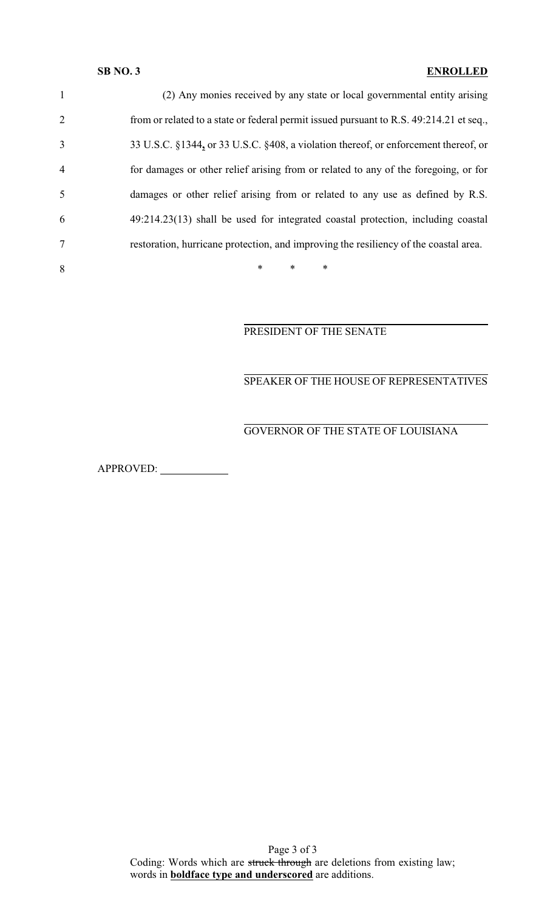SB NO. 3 **ENROLLED**

(2) Any monies received by any state or local governmental entity arising from or related to a state or federal permit issued pursuant to R.S. 49:214.21 et seq., 33 U.S.C. §1344**,** or 33 U.S.C. §408, a violation thereof, or enforcement thereof, or for damages or other relief arising from or related to any of the foregoing, or for damages or other relief arising from or related to any use as defined by R.S. 49:214.23(13) shall be used for integrated coastal protection, including coastal restoration, hurricane protection, and improving the resiliency of the coastal area.

\* \* \*

PRESIDENT OF THE SENATE

SPEAKER OF THE HOUSE OF REPRESENTATIVES

GOVERNOR OF THE STATE OF LOUISIANA

APPROVED: \_\_\_\_\_\_\_\_\_\_\_\_

Coding: Words which are ~~struck through~~ are deletions from existing law; words in **boldface type and underscored** are additions.